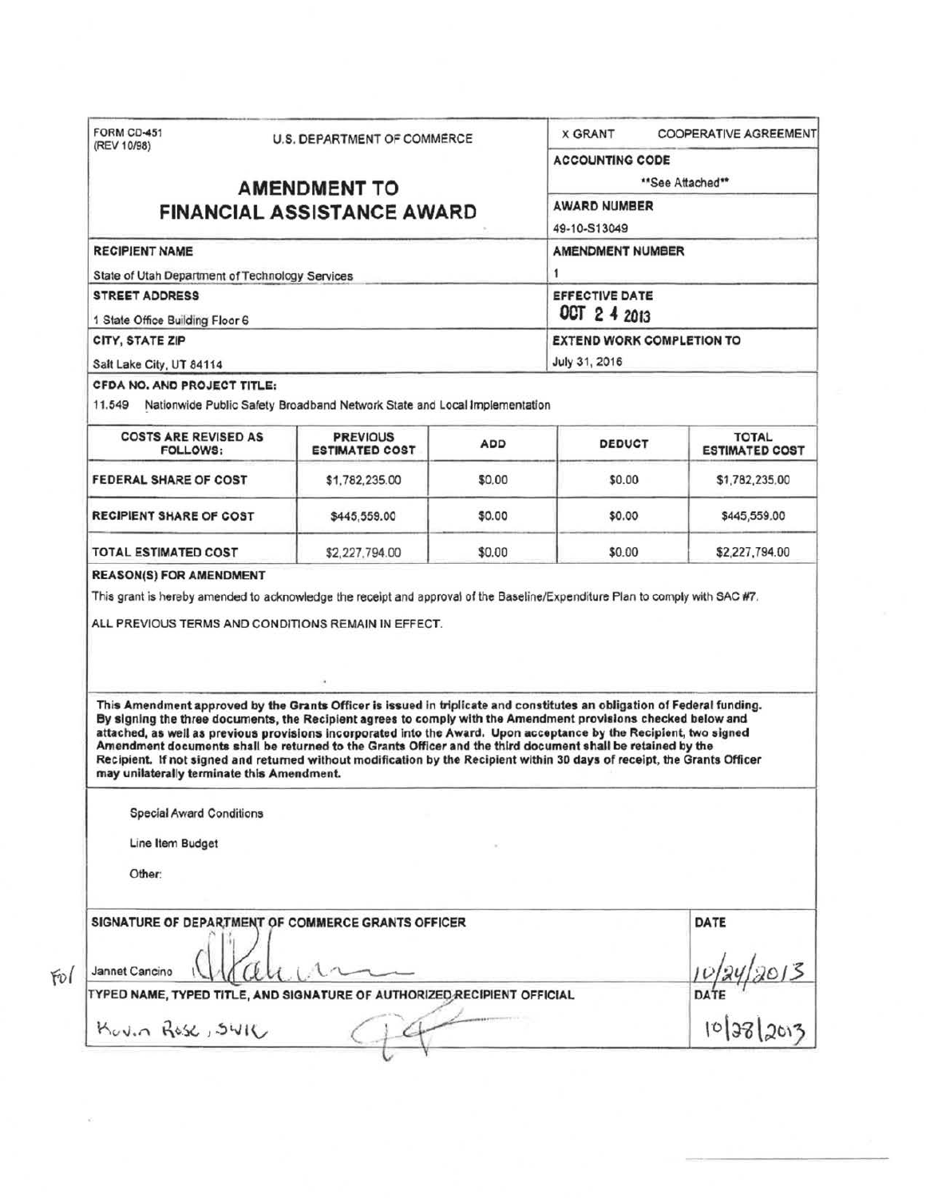FORM CD-451
(REV 10/98)

U.S. DEPARTMENT OF COMMERCE

# AMENDMENT TO FINANCIAL ASSISTANCE AWARD

X GRANT    COOPERATIVE AGREEMENT

**ACCOUNTING CODE**
**See Attached**

**AWARD NUMBER**
49-10-S13049

**RECIPIENT NAME**
State of Utah Department of Technology Services

**AMENDMENT NUMBER**
1

**STREET ADDRESS**
1 State Office Building Floor 6

**EFFECTIVE DATE**
OCT 2 4 2013

**CITY, STATE ZIP**
Salt Lake City, UT 84114

**EXTEND WORK COMPLETION TO**
July 31, 2016

**CFDA NO. AND PROJECT TITLE:**
11.549 Nationwide Public Safety Broadband Network State and Local Implementation

| COSTS ARE REVISED AS FOLLOWS: | PREVIOUS ESTIMATED COST | ADD | DEDUCT | TOTAL ESTIMATED COST |
|---|---|---|---|---|
| FEDERAL SHARE OF COST | $1,782,235.00 | $0.00 | $0.00 | $1,782,235.00 |
| RECIPIENT SHARE OF COST | $445,559.00 | $0.00 | $0.00 | $445,559.00 |
| TOTAL ESTIMATED COST | $2,227,794.00 | $0.00 | $0.00 | $2,227,794.00 |

**REASON(S) FOR AMENDMENT**

This grant is hereby amended to acknowledge the receipt and approval of the Baseline/Expenditure Plan to comply with SAC #7.

ALL PREVIOUS TERMS AND CONDITIONS REMAIN IN EFFECT.

**This Amendment approved by the Grants Officer is issued in triplicate and constitutes an obligation of Federal funding. By signing the three documents, the Recipient agrees to comply with the Amendment provisions checked below and attached, as well as previous provisions incorporated into the Award. Upon acceptance by the Recipient, two signed Amendment documents shall be returned to the Grants Officer and the third document shall be retained by the Recipient. If not signed and returned without modification by the Recipient within 30 days of receipt, the Grants Officer may unilaterally terminate this Amendment.**

Special Award Conditions

Line Item Budget

Other:

**SIGNATURE OF DEPARTMENT OF COMMERCE GRANTS OFFICER**

FOl Jannet Cancino

**DATE**
10/24/2013

**TYPED NAME, TYPED TITLE, AND SIGNATURE OF AUTHORIZED RECIPIENT OFFICIAL**

Kevin Rose, SWIC

**DATE**
10/28/2013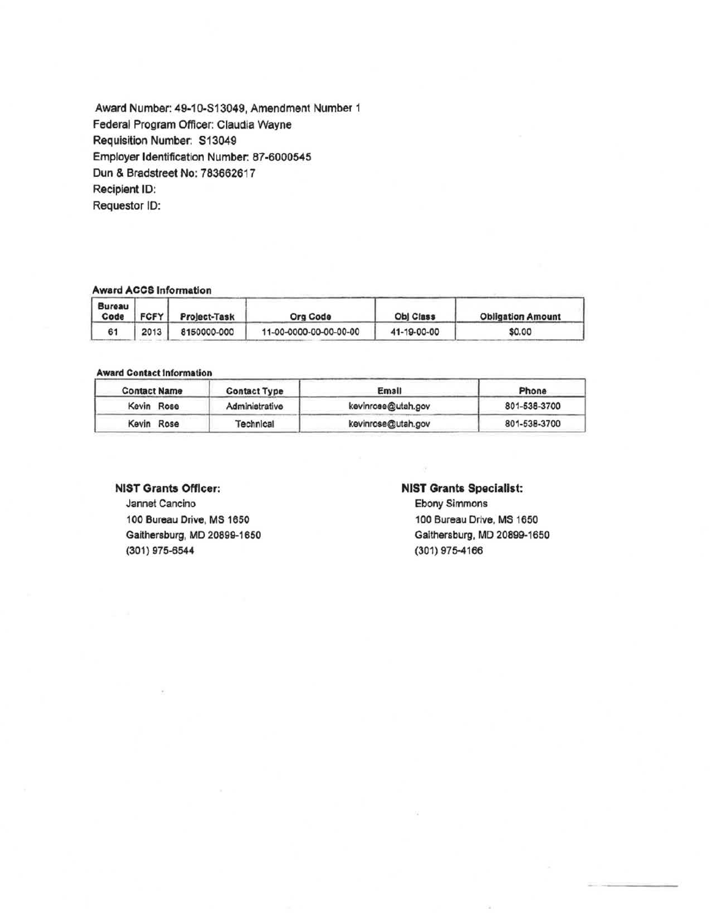Award Number: 49-10-S13049, Amendment Number 1
Federal Program Officer: Claudia Wayne
Requisition Number: S13049
Employer Identification Number: 87-6000545
Dun & Bradstreet No: 783662617
Recipient ID:
Requestor ID:

**Award ACCS Information**

| Bureau Code | FCFY | Project-Task | Org Code | Obj Class | Obligation Amount |
|---|---|---|---|---|---|
| 61 | 2013 | 8150000-000 | 11-00-0000-00-00-00-00 | 41-19-00-00 | $0.00 |

**Award Contact Information**

| Contact Name | Contact Type | Email | Phone |
|---|---|---|---|
| Kevin Rose | Administrative | kevinrose@utah.gov | 801-538-3700 |
| Kevin Rose | Technical | kevinrose@utah.gov | 801-538-3700 |

**NIST Grants Officer:**
Jannet Cancino
100 Bureau Drive, MS 1650
Gaithersburg, MD 20899-1650
(301) 975-6544

**NIST Grants Specialist:**
Ebony Simmons
100 Bureau Drive, MS 1650
Gaithersburg, MD 20899-1650
(301) 975-4166